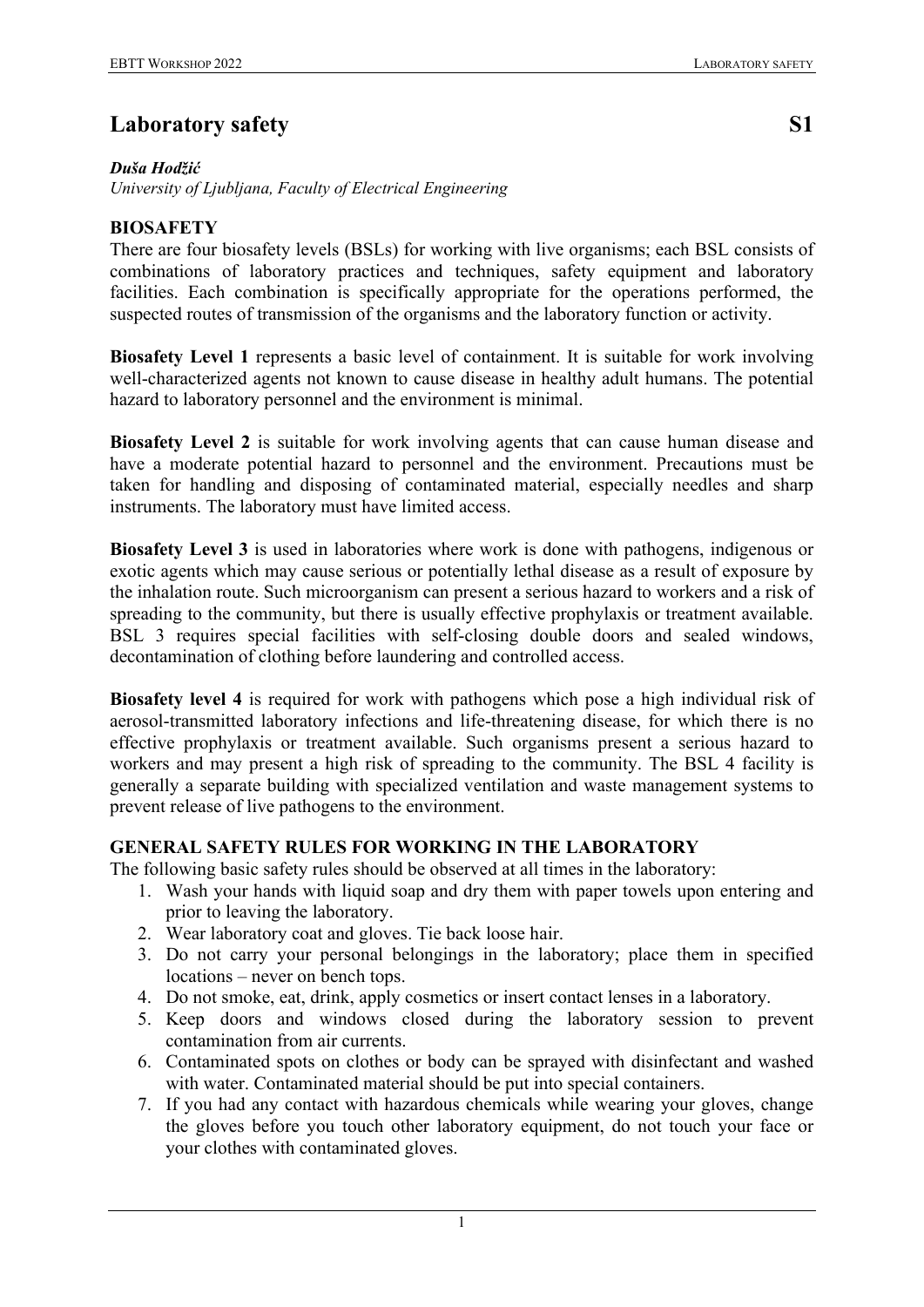# Laboratory safety S1

***Duša Hodžić***

*University of Ljubljana, Faculty of Electrical Engineering*

## BIOSAFETY

There are four biosafety levels (BSLs) for working with live organisms; each BSL consists of combinations of laboratory practices and techniques, safety equipment and laboratory facilities. Each combination is specifically appropriate for the operations performed, the suspected routes of transmission of the organisms and the laboratory function or activity.

**Biosafety Level 1** represents a basic level of containment. It is suitable for work involving well-characterized agents not known to cause disease in healthy adult humans. The potential hazard to laboratory personnel and the environment is minimal.

**Biosafety Level 2** is suitable for work involving agents that can cause human disease and have a moderate potential hazard to personnel and the environment. Precautions must be taken for handling and disposing of contaminated material, especially needles and sharp instruments. The laboratory must have limited access.

**Biosafety Level 3** is used in laboratories where work is done with pathogens, indigenous or exotic agents which may cause serious or potentially lethal disease as a result of exposure by the inhalation route. Such microorganism can present a serious hazard to workers and a risk of spreading to the community, but there is usually effective prophylaxis or treatment available. BSL 3 requires special facilities with self-closing double doors and sealed windows, decontamination of clothing before laundering and controlled access.

**Biosafety level 4** is required for work with pathogens which pose a high individual risk of aerosol-transmitted laboratory infections and life-threatening disease, for which there is no effective prophylaxis or treatment available. Such organisms present a serious hazard to workers and may present a high risk of spreading to the community. The BSL 4 facility is generally a separate building with specialized ventilation and waste management systems to prevent release of live pathogens to the environment.

## GENERAL SAFETY RULES FOR WORKING IN THE LABORATORY

The following basic safety rules should be observed at all times in the laboratory:

1. Wash your hands with liquid soap and dry them with paper towels upon entering and prior to leaving the laboratory.
2. Wear laboratory coat and gloves. Tie back loose hair.
3. Do not carry your personal belongings in the laboratory; place them in specified locations – never on bench tops.
4. Do not smoke, eat, drink, apply cosmetics or insert contact lenses in a laboratory.
5. Keep doors and windows closed during the laboratory session to prevent contamination from air currents.
6. Contaminated spots on clothes or body can be sprayed with disinfectant and washed with water. Contaminated material should be put into special containers.
7. If you had any contact with hazardous chemicals while wearing your gloves, change the gloves before you touch other laboratory equipment, do not touch your face or your clothes with contaminated gloves.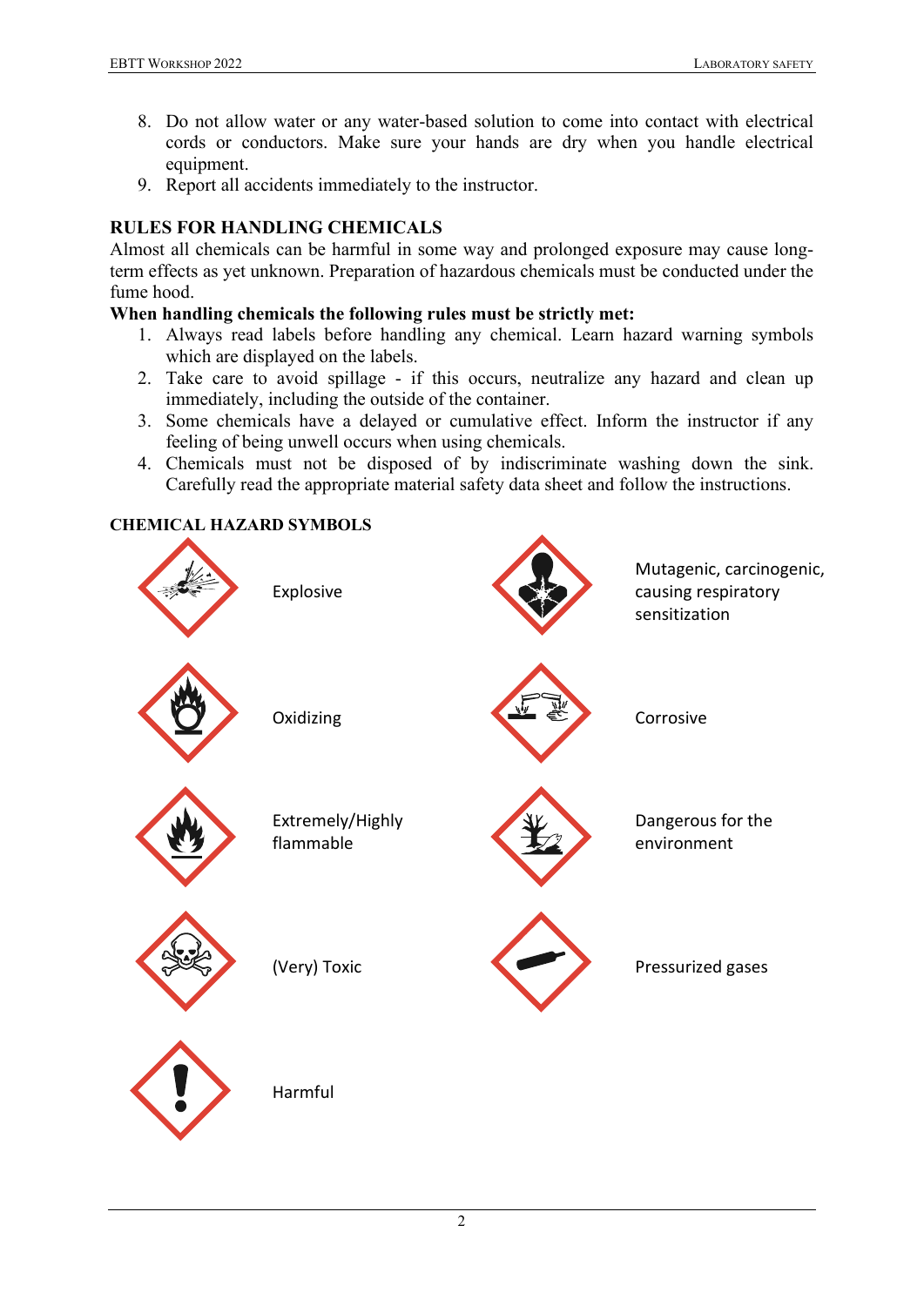8. Do not allow water or any water-based solution to come into contact with electrical cords or conductors. Make sure your hands are dry when you handle electrical equipment.
9. Report all accidents immediately to the instructor.

## RULES FOR HANDLING CHEMICALS

Almost all chemicals can be harmful in some way and prolonged exposure may cause long-term effects as yet unknown. Preparation of hazardous chemicals must be conducted under the fume hood.

**When handling chemicals the following rules must be strictly met:**

1. Always read labels before handling any chemical. Learn hazard warning symbols which are displayed on the labels.
2. Take care to avoid spillage - if this occurs, neutralize any hazard and clean up immediately, including the outside of the container.
3. Some chemicals have a delayed or cumulative effect. Inform the instructor if any feeling of being unwell occurs when using chemicals.
4. Chemicals must not be disposed of by indiscriminate washing down the sink. Carefully read the appropriate material safety data sheet and follow the instructions.

## CHEMICAL HAZARD SYMBOLS

Explosive

Mutagenic, carcinogenic, causing respiratory sensitization

Oxidizing

Corrosive

Extremely/Highly flammable

Dangerous for the environment

(Very) Toxic

Pressurized gases

Harmful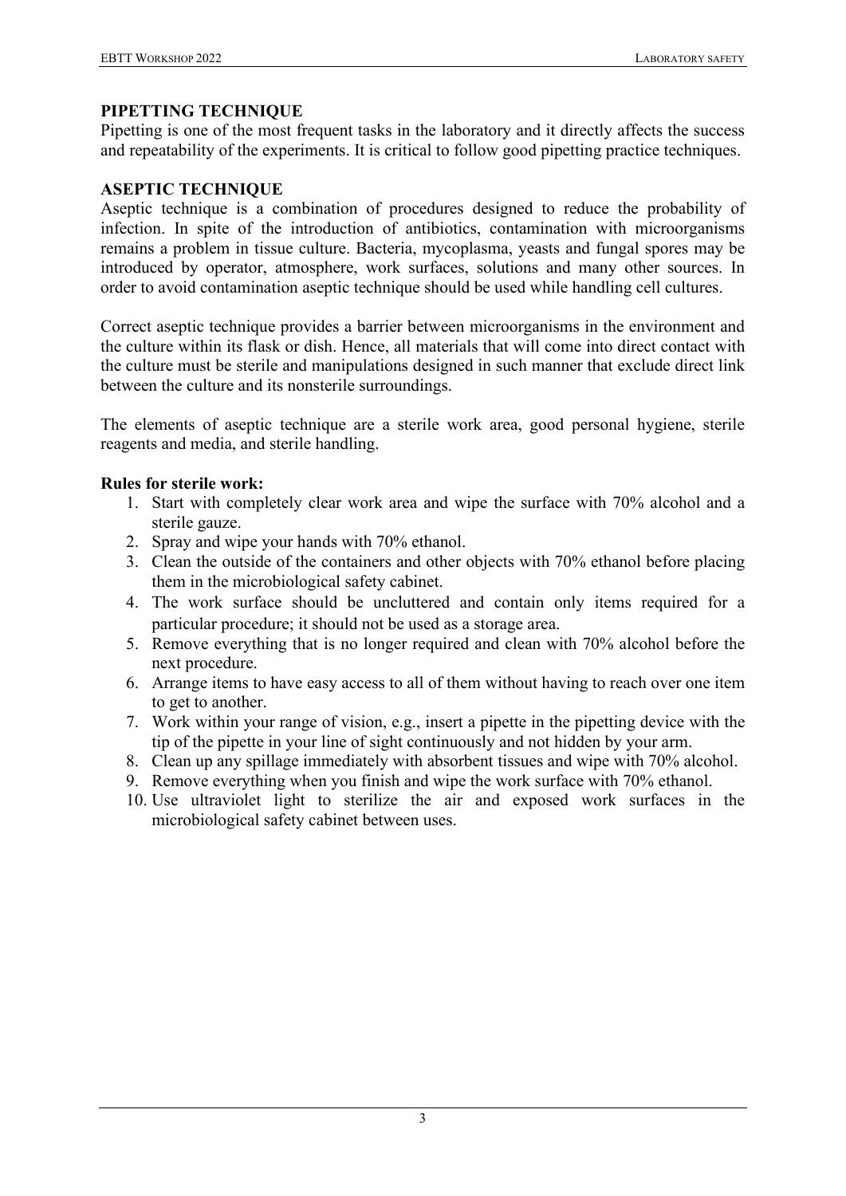## PIPETTING TECHNIQUE

Pipetting is one of the most frequent tasks in the laboratory and it directly affects the success and repeatability of the experiments. It is critical to follow good pipetting practice techniques.

## ASEPTIC TECHNIQUE

Aseptic technique is a combination of procedures designed to reduce the probability of infection. In spite of the introduction of antibiotics, contamination with microorganisms remains a problem in tissue culture. Bacteria, mycoplasma, yeasts and fungal spores may be introduced by operator, atmosphere, work surfaces, solutions and many other sources. In order to avoid contamination aseptic technique should be used while handling cell cultures.

Correct aseptic technique provides a barrier between microorganisms in the environment and the culture within its flask or dish. Hence, all materials that will come into direct contact with the culture must be sterile and manipulations designed in such manner that exclude direct link between the culture and its nonsterile surroundings.

The elements of aseptic technique are a sterile work area, good personal hygiene, sterile reagents and media, and sterile handling.

**Rules for sterile work:**

1. Start with completely clear work area and wipe the surface with 70% alcohol and a sterile gauze.
2. Spray and wipe your hands with 70% ethanol.
3. Clean the outside of the containers and other objects with 70% ethanol before placing them in the microbiological safety cabinet.
4. The work surface should be uncluttered and contain only items required for a particular procedure; it should not be used as a storage area.
5. Remove everything that is no longer required and clean with 70% alcohol before the next procedure.
6. Arrange items to have easy access to all of them without having to reach over one item to get to another.
7. Work within your range of vision, e.g., insert a pipette in the pipetting device with the tip of the pipette in your line of sight continuously and not hidden by your arm.
8. Clean up any spillage immediately with absorbent tissues and wipe with 70% alcohol.
9. Remove everything when you finish and wipe the work surface with 70% ethanol.
10. Use ultraviolet light to sterilize the air and exposed work surfaces in the microbiological safety cabinet between uses.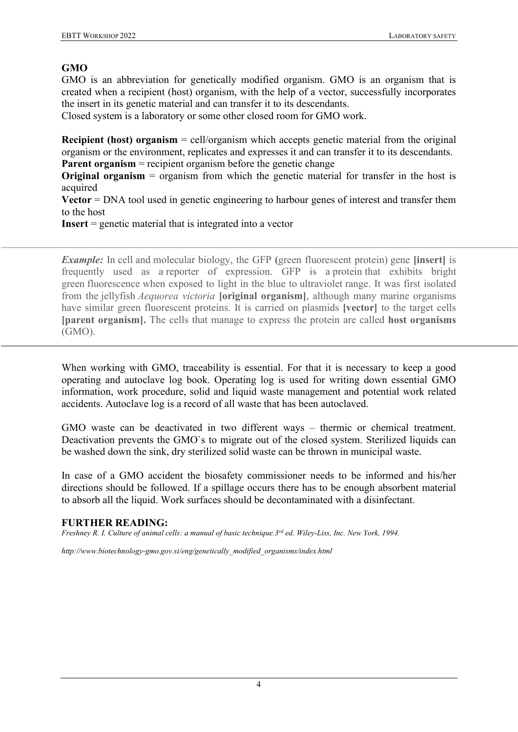## GMO

GMO is an abbreviation for genetically modified organism. GMO is an organism that is created when a recipient (host) organism, with the help of a vector, successfully incorporates the insert in its genetic material and can transfer it to its descendants.
Closed system is a laboratory or some other closed room for GMO work.

**Recipient (host) organism** = cell/organism which accepts genetic material from the original organism or the environment, replicates and expresses it and can transfer it to its descendants.
**Parent organism** = recipient organism before the genetic change
**Original organism** = organism from which the genetic material for transfer in the host is acquired
**Vector** = DNA tool used in genetic engineering to harbour genes of interest and transfer them to the host
**Insert** = genetic material that is integrated into a vector

---

***Example:*** In cell and molecular biology, the GFP (green fluorescent protein) gene **[insert]** is frequently used as a reporter of expression. GFP is a protein that exhibits bright green fluorescence when exposed to light in the blue to ultraviolet range. It was first isolated from the jellyfish *Aequorea victoria* **[original organism]**, although many marine organisms have similar green fluorescent proteins. It is carried on plasmids **[vector]** to the target cells **[parent organism].** The cells that manage to express the protein are called **host organisms** (GMO).

---

When working with GMO, traceability is essential. For that it is necessary to keep a good operating and autoclave log book. Operating log is used for writing down essential GMO information, work procedure, solid and liquid waste management and potential work related accidents. Autoclave log is a record of all waste that has been autoclaved.

GMO waste can be deactivated in two different ways – thermic or chemical treatment. Deactivation prevents the GMO`s to migrate out of the closed system. Sterilized liquids can be washed down the sink, dry sterilized solid waste can be thrown in municipal waste.

In case of a GMO accident the biosafety commissioner needs to be informed and his/her directions should be followed. If a spillage occurs there has to be enough absorbent material to absorb all the liquid. Work surfaces should be decontaminated with a disinfectant.

## FURTHER READING:

*Freshney R. I. Culture of animal cells: a manual of basic technique.3rd ed. Wiley-Liss, Inc. New York, 1994.*

*http://www.biotechnology-gmo.gov.si/eng/genetically_modified_organisms/index.html*